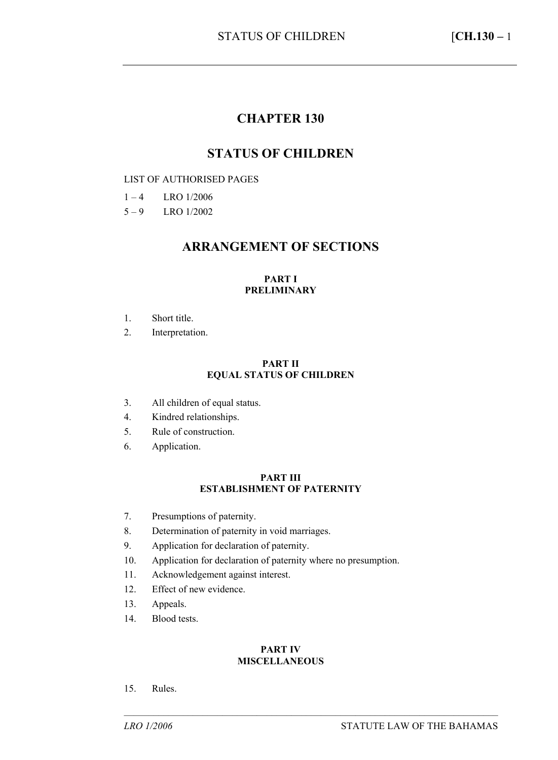# CHAPTER 130

# STATUS OF CHILDREN

LIST OF AUTHORISED PAGES

1 – 4 LRO 1/2006

5 – 9 LRO 1/2002

## ARRANGEMENT OF SECTIONS

### PART I
### PRELIMINARY

1. Short title.
2. Interpretation.

### PART II
### EQUAL STATUS OF CHILDREN

3. All children of equal status.
4. Kindred relationships.
5. Rule of construction.
6. Application.

### PART III
### ESTABLISHMENT OF PATERNITY

7. Presumptions of paternity.
8. Determination of paternity in void marriages.
9. Application for declaration of paternity.
10. Application for declaration of paternity where no presumption.
11. Acknowledgement against interest.
12. Effect of new evidence.
13. Appeals.
14. Blood tests.

### PART IV
### MISCELLANEOUS

15. Rules.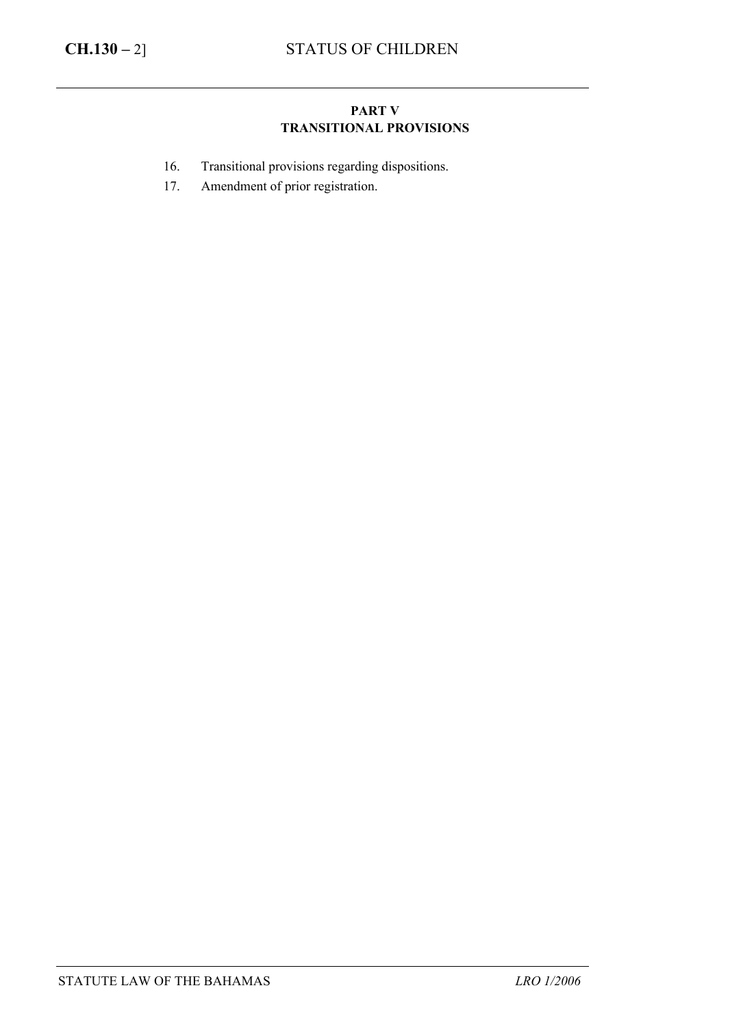**PART V**
**TRANSITIONAL PROVISIONS**

16. Transitional provisions regarding dispositions.
17. Amendment of prior registration.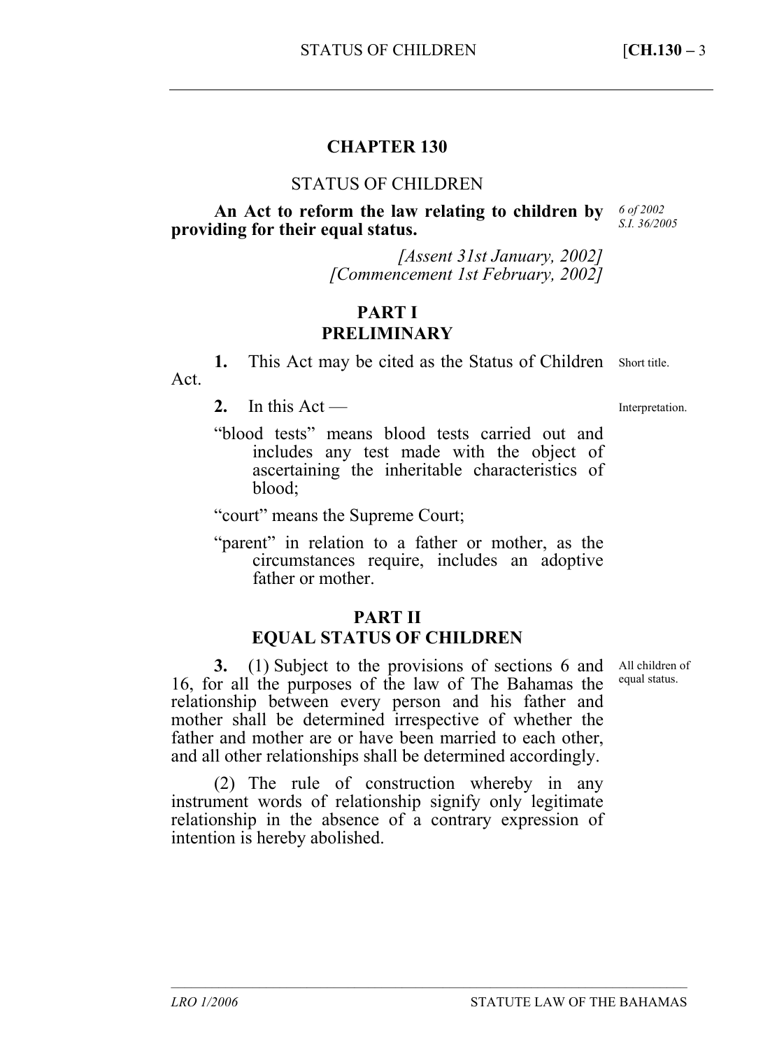# CHAPTER 130

## STATUS OF CHILDREN

**An Act to reform the law relating to children by providing for their equal status.**

*6 of 2002*
*S.I. 36/2005*

*[Assent 31st January, 2002]*
*[Commencement 1st February, 2002]*

## PART I
## PRELIMINARY

Short title.

**1.** This Act may be cited as the Status of Children Act.

Interpretation.

**2.** In this Act —

"blood tests" means blood tests carried out and includes any test made with the object of ascertaining the inheritable characteristics of blood;

"court" means the Supreme Court;

"parent" in relation to a father or mother, as the circumstances require, includes an adoptive father or mother.

## PART II
## EQUAL STATUS OF CHILDREN

All children of equal status.

**3.** (1) Subject to the provisions of sections 6 and 16, for all the purposes of the law of The Bahamas the relationship between every person and his father and mother shall be determined irrespective of whether the father and mother are or have been married to each other, and all other relationships shall be determined accordingly.

(2) The rule of construction whereby in any instrument words of relationship signify only legitimate relationship in the absence of a contrary expression of intention is hereby abolished.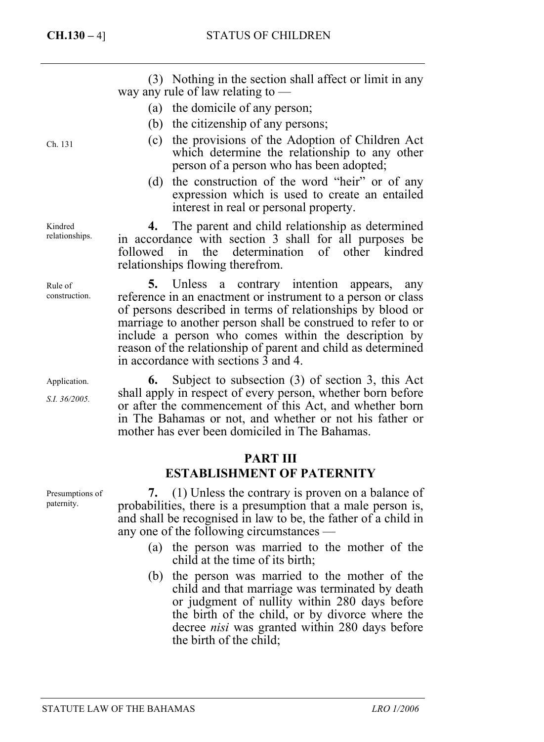(3) Nothing in the section shall affect or limit in any way any rule of law relating to —

(a) the domicile of any person;

(b) the citizenship of any persons;

(c) the provisions of the Adoption of Children Act (Ch. 131) which determine the relationship to any other person of a person who has been adopted;

(d) the construction of the word "heir" or of any expression which is used to create an entailed interest in real or personal property.

Kindred relationships.

**4.** The parent and child relationship as determined in accordance with section 3 shall for all purposes be followed in the determination of other kindred relationships flowing therefrom.

Rule of construction.

**5.** Unless a contrary intention appears, any reference in an enactment or instrument to a person or class of persons described in terms of relationships by blood or marriage to another person shall be construed to refer to or include a person who comes within the description by reason of the relationship of parent and child as determined in accordance with sections 3 and 4.

Application. *S.I. 36/2005.*

**6.** Subject to subsection (3) of section 3, this Act shall apply in respect of every person, whether born before or after the commencement of this Act, and whether born in The Bahamas or not, and whether or not his father or mother has ever been domiciled in The Bahamas.

## PART III
## ESTABLISHMENT OF PATERNITY

Presumptions of paternity.

**7.** (1) Unless the contrary is proven on a balance of probabilities, there is a presumption that a male person is, and shall be recognised in law to be, the father of a child in any one of the following circumstances —

(a) the person was married to the mother of the child at the time of its birth;

(b) the person was married to the mother of the child and that marriage was terminated by death or judgment of nullity within 280 days before the birth of the child, or by divorce where the decree *nisi* was granted within 280 days before the birth of the child;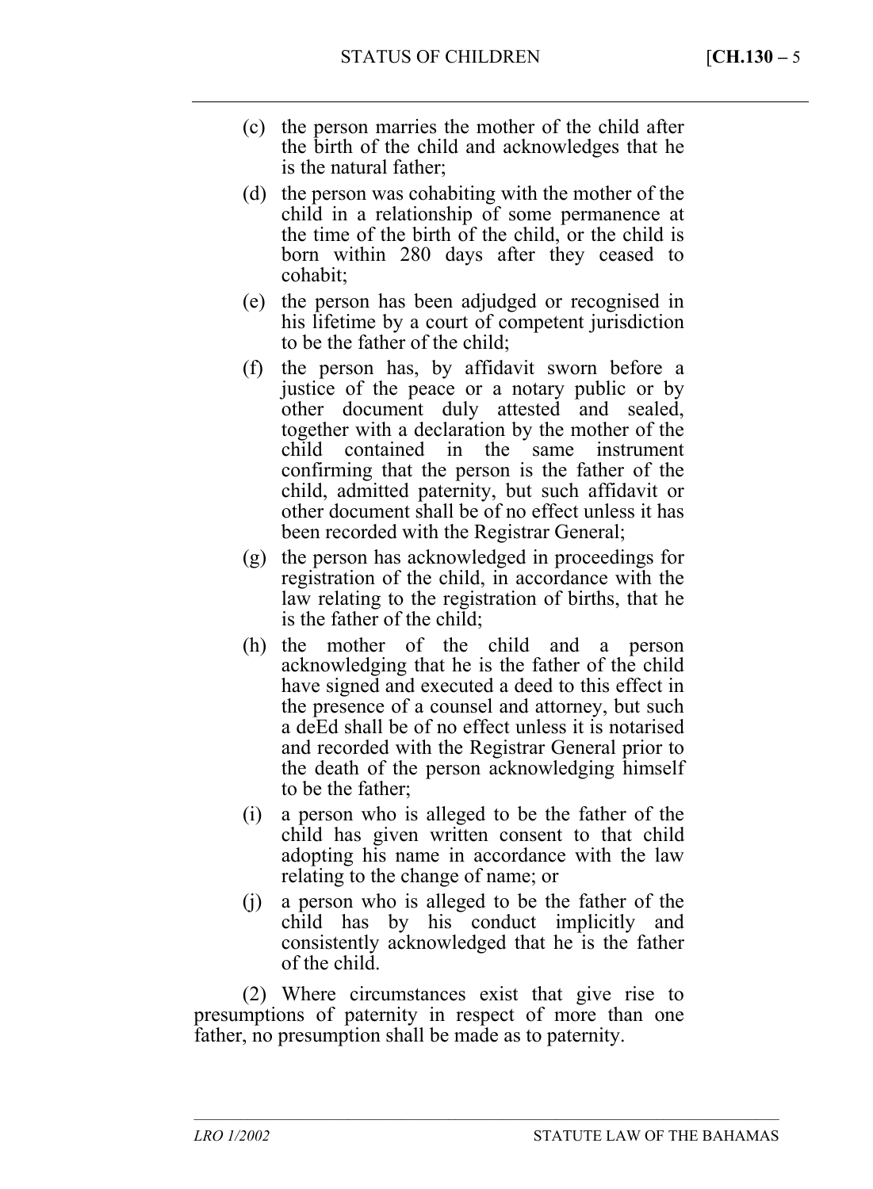(c) the person marries the mother of the child after the birth of the child and acknowledges that he is the natural father;

(d) the person was cohabiting with the mother of the child in a relationship of some permanence at the time of the birth of the child, or the child is born within 280 days after they ceased to cohabit;

(e) the person has been adjudged or recognised in his lifetime by a court of competent jurisdiction to be the father of the child;

(f) the person has, by affidavit sworn before a justice of the peace or a notary public or by other document duly attested and sealed, together with a declaration by the mother of the child contained in the same instrument confirming that the person is the father of the child, admitted paternity, but such affidavit or other document shall be of no effect unless it has been recorded with the Registrar General;

(g) the person has acknowledged in proceedings for registration of the child, in accordance with the law relating to the registration of births, that he is the father of the child;

(h) the mother of the child and a person acknowledging that he is the father of the child have signed and executed a deed to this effect in the presence of a counsel and attorney, but such a deEd shall be of no effect unless it is notarised and recorded with the Registrar General prior to the death of the person acknowledging himself to be the father;

(i) a person who is alleged to be the father of the child has given written consent to that child adopting his name in accordance with the law relating to the change of name; or

(j) a person who is alleged to be the father of the child has by his conduct implicitly and consistently acknowledged that he is the father of the child.

(2) Where circumstances exist that give rise to presumptions of paternity in respect of more than one father, no presumption shall be made as to paternity.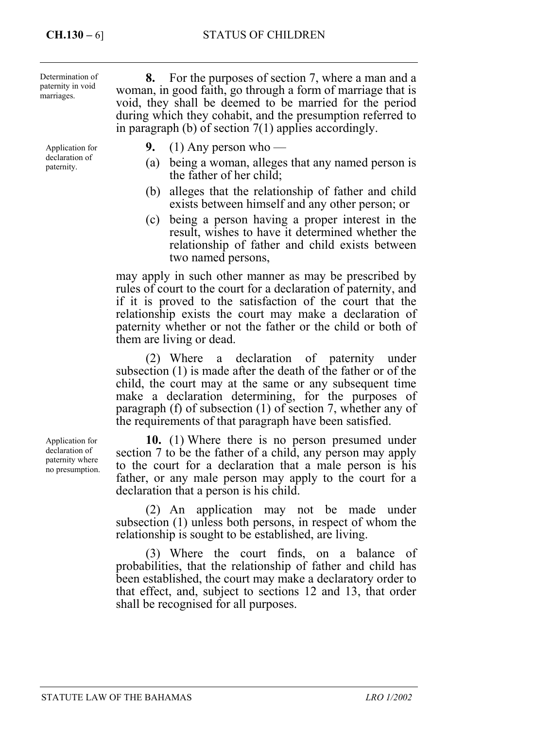Determination of paternity in void marriages.

**8.** For the purposes of section 7, where a man and a woman, in good faith, go through a form of marriage that is void, they shall be deemed to be married for the period during which they cohabit, and the presumption referred to in paragraph (b) of section 7(1) applies accordingly.

Application for declaration of paternity.

**9.** (1) Any person who —

(a) being a woman, alleges that any named person is the father of her child;

(b) alleges that the relationship of father and child exists between himself and any other person; or

(c) being a person having a proper interest in the result, wishes to have it determined whether the relationship of father and child exists between two named persons,

may apply in such other manner as may be prescribed by rules of court to the court for a declaration of paternity, and if it is proved to the satisfaction of the court that the relationship exists the court may make a declaration of paternity whether or not the father or the child or both of them are living or dead.

(2) Where a declaration of paternity under subsection (1) is made after the death of the father or of the child, the court may at the same or any subsequent time make a declaration determining, for the purposes of paragraph (f) of subsection (1) of section 7, whether any of the requirements of that paragraph have been satisfied.

Application for declaration of paternity where no presumption.

**10.** (1) Where there is no person presumed under section 7 to be the father of a child, any person may apply to the court for a declaration that a male person is his father, or any male person may apply to the court for a declaration that a person is his child.

(2) An application may not be made under subsection (1) unless both persons, in respect of whom the relationship is sought to be established, are living.

(3) Where the court finds, on a balance of probabilities, that the relationship of father and child has been established, the court may make a declaratory order to that effect, and, subject to sections 12 and 13, that order shall be recognised for all purposes.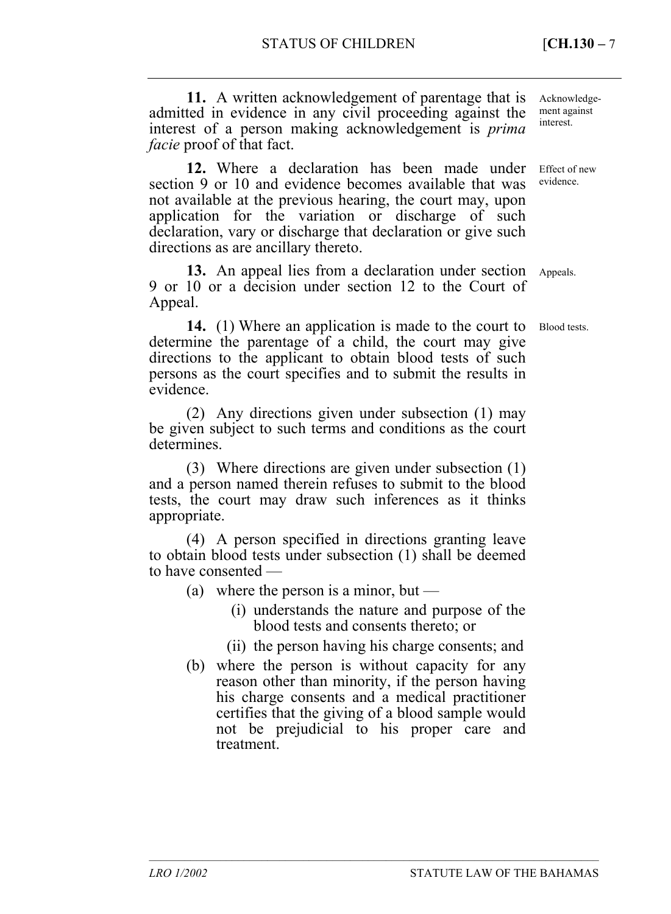**11.** A written acknowledgement of parentage that is admitted in evidence in any civil proceeding against the interest of a person making acknowledgement is *prima facie* proof of that fact.

Acknowledgement against interest.

**12.** Where a declaration has been made under section 9 or 10 and evidence becomes available that was not available at the previous hearing, the court may, upon application for the variation or discharge of such declaration, vary or discharge that declaration or give such directions as are ancillary thereto.

Effect of new evidence.

**13.** An appeal lies from a declaration under section 9 or 10 or a decision under section 12 to the Court of Appeal.

Appeals.

**14.** (1) Where an application is made to the court to determine the parentage of a child, the court may give directions to the applicant to obtain blood tests of such persons as the court specifies and to submit the results in evidence.

Blood tests.

(2) Any directions given under subsection (1) may be given subject to such terms and conditions as the court determines.

(3) Where directions are given under subsection (1) and a person named therein refuses to submit to the blood tests, the court may draw such inferences as it thinks appropriate.

(4) A person specified in directions granting leave to obtain blood tests under subsection (1) shall be deemed to have consented —

- (a) where the person is a minor, but —
  - (i) understands the nature and purpose of the blood tests and consents thereto; or
  - (ii) the person having his charge consents; and
- (b) where the person is without capacity for any reason other than minority, if the person having his charge consents and a medical practitioner certifies that the giving of a blood sample would not be prejudicial to his proper care and treatment.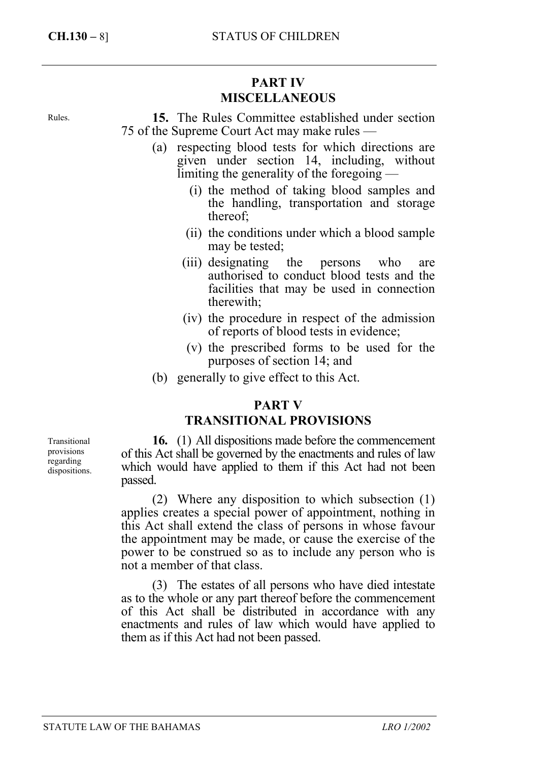## PART IV
## MISCELLANEOUS

Rules.

**15.** The Rules Committee established under section 75 of the Supreme Court Act may make rules —

(a) respecting blood tests for which directions are given under section 14, including, without limiting the generality of the foregoing —

 (i) the method of taking blood samples and the handling, transportation and storage thereof;

 (ii) the conditions under which a blood sample may be tested;

 (iii) designating the persons who are authorised to conduct blood tests and the facilities that may be used in connection therewith;

 (iv) the procedure in respect of the admission of reports of blood tests in evidence;

 (v) the prescribed forms to be used for the purposes of section 14; and

(b) generally to give effect to this Act.

## PART V
## TRANSITIONAL PROVISIONS

Transitional provisions regarding dispositions.

**16.** (1) All dispositions made before the commencement of this Act shall be governed by the enactments and rules of law which would have applied to them if this Act had not been passed.

(2) Where any disposition to which subsection (1) applies creates a special power of appointment, nothing in this Act shall extend the class of persons in whose favour the appointment may be made, or cause the exercise of the power to be construed so as to include any person who is not a member of that class.

(3) The estates of all persons who have died intestate as to the whole or any part thereof before the commencement of this Act shall be distributed in accordance with any enactments and rules of law which would have applied to them as if this Act had not been passed.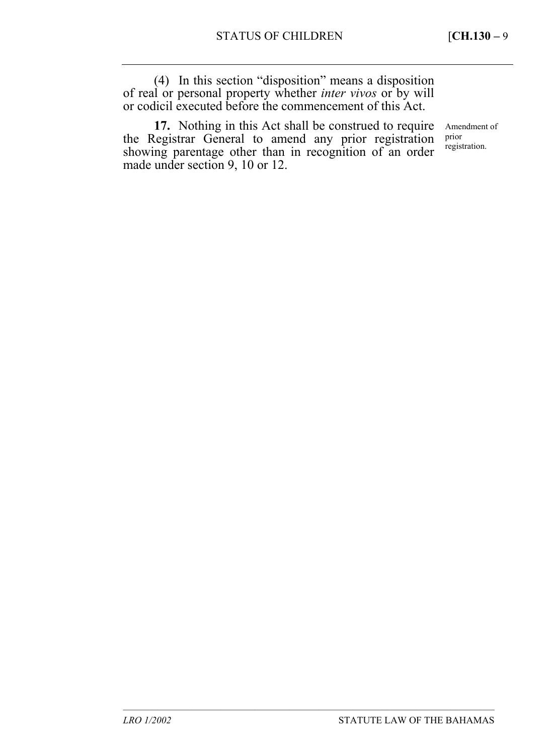(4) In this section "disposition" means a disposition of real or personal property whether *inter vivos* or by will or codicil executed before the commencement of this Act.

**17.** Nothing in this Act shall be construed to require the Registrar General to amend any prior registration showing parentage other than in recognition of an order made under section 9, 10 or 12.

Amendment of prior registration.